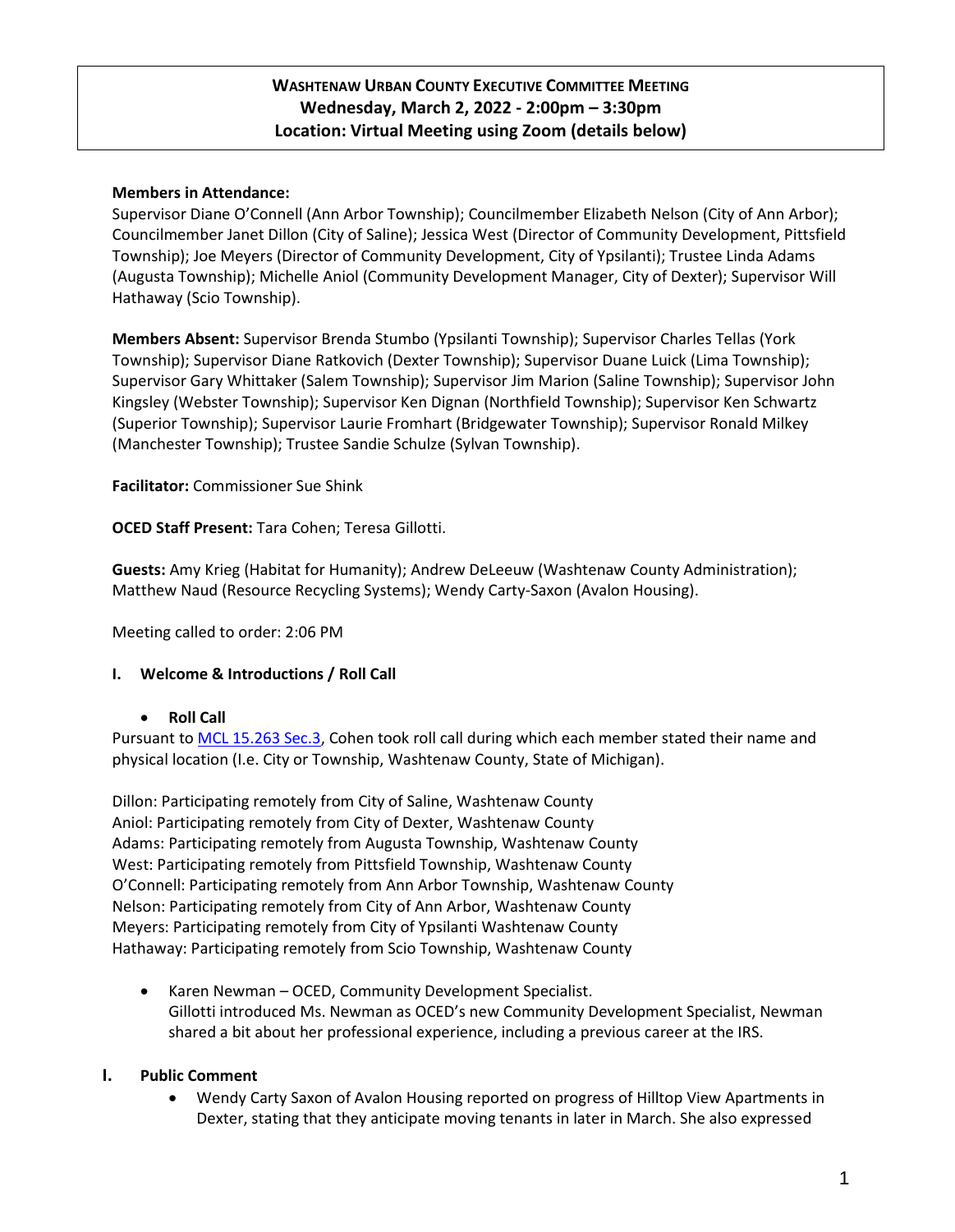**WASHTENAW URBAN COUNTY EXECUTIVE COMMITTEE MEETING**
**Wednesday, March 2, 2022 - 2:00pm – 3:30pm**
**Location: Virtual Meeting using Zoom (details below)**

**Members in Attendance:**
Supervisor Diane O'Connell (Ann Arbor Township); Councilmember Elizabeth Nelson (City of Ann Arbor); Councilmember Janet Dillon (City of Saline); Jessica West (Director of Community Development, Pittsfield Township); Joe Meyers (Director of Community Development, City of Ypsilanti); Trustee Linda Adams (Augusta Township); Michelle Aniol (Community Development Manager, City of Dexter); Supervisor Will Hathaway (Scio Township).

**Members Absent:** Supervisor Brenda Stumbo (Ypsilanti Township); Supervisor Charles Tellas (York Township); Supervisor Diane Ratkovich (Dexter Township); Supervisor Duane Luick (Lima Township); Supervisor Gary Whittaker (Salem Township); Supervisor Jim Marion (Saline Township); Supervisor John Kingsley (Webster Township); Supervisor Ken Dignan (Northfield Township); Supervisor Ken Schwartz (Superior Township); Supervisor Laurie Fromhart (Bridgewater Township); Supervisor Ronald Milkey (Manchester Township); Trustee Sandie Schulze (Sylvan Township).

**Facilitator:** Commissioner Sue Shink

**OCED Staff Present:** Tara Cohen; Teresa Gillotti.

**Guests:** Amy Krieg (Habitat for Humanity); Andrew DeLeeuw (Washtenaw County Administration); Matthew Naud (Resource Recycling Systems); Wendy Carty-Saxon (Avalon Housing).

Meeting called to order: 2:06 PM

## I. Welcome & Introductions / Roll Call

- **Roll Call**

Pursuant to MCL 15.263 Sec.3, Cohen took roll call during which each member stated their name and physical location (I.e. City or Township, Washtenaw County, State of Michigan).

Dillon: Participating remotely from City of Saline, Washtenaw County
Aniol: Participating remotely from City of Dexter, Washtenaw County
Adams: Participating remotely from Augusta Township, Washtenaw County
West: Participating remotely from Pittsfield Township, Washtenaw County
O'Connell: Participating remotely from Ann Arbor Township, Washtenaw County
Nelson: Participating remotely from City of Ann Arbor, Washtenaw County
Meyers: Participating remotely from City of Ypsilanti Washtenaw County
Hathaway: Participating remotely from Scio Township, Washtenaw County

- Karen Newman – OCED, Community Development Specialist.
  Gillotti introduced Ms. Newman as OCED's new Community Development Specialist, Newman shared a bit about her professional experience, including a previous career at the IRS.

## I. Public Comment

- Wendy Carty Saxon of Avalon Housing reported on progress of Hilltop View Apartments in Dexter, stating that they anticipate moving tenants in later in March. She also expressed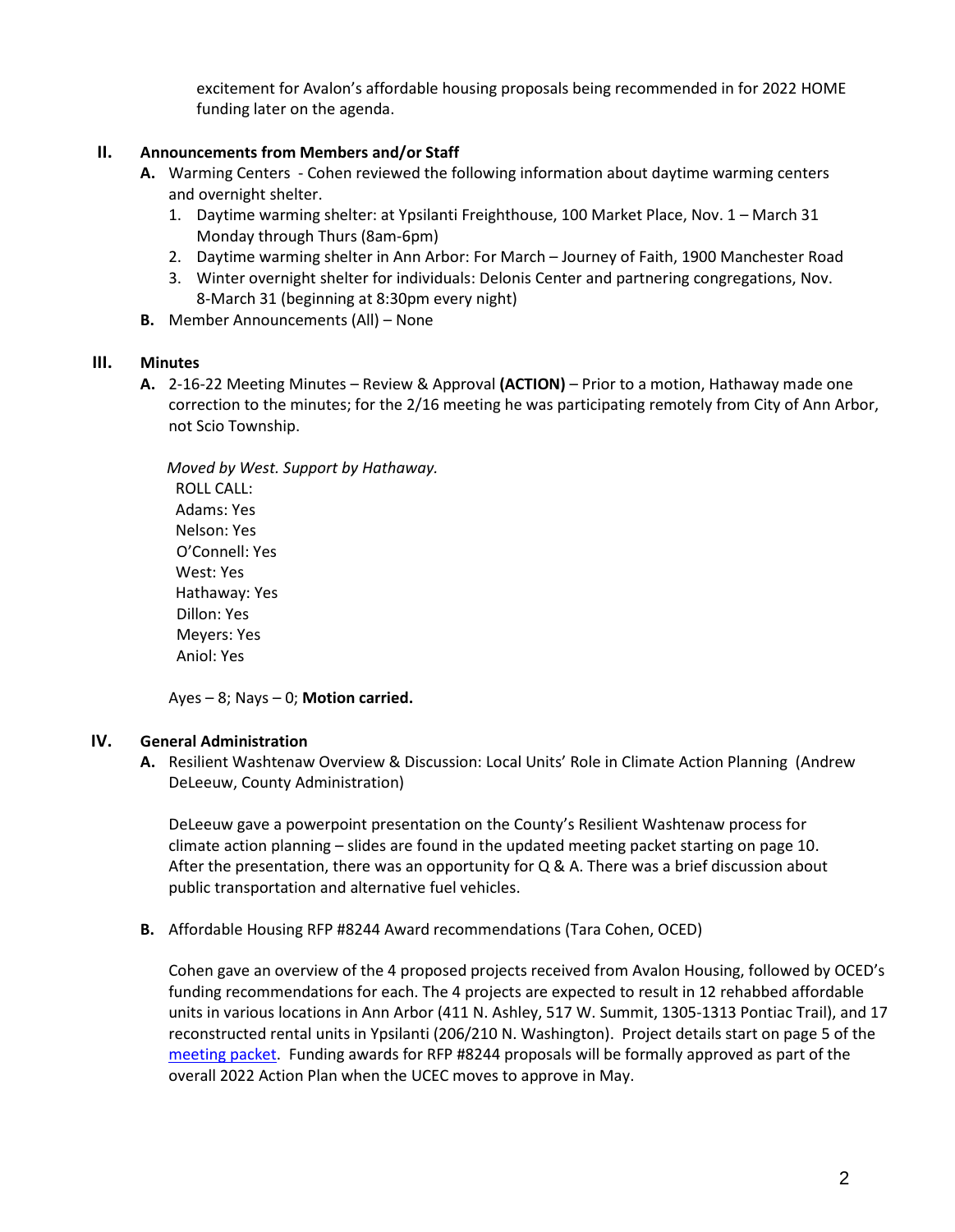excitement for Avalon's affordable housing proposals being recommended in for 2022 HOME funding later on the agenda.

## II. Announcements from Members and/or Staff

**A.** Warming Centers - Cohen reviewed the following information about daytime warming centers and overnight shelter.

1. Daytime warming shelter: at Ypsilanti Freighthouse, 100 Market Place, Nov. 1 – March 31 Monday through Thurs (8am-6pm)
2. Daytime warming shelter in Ann Arbor: For March – Journey of Faith, 1900 Manchester Road
3. Winter overnight shelter for individuals: Delonis Center and partnering congregations, Nov. 8-March 31 (beginning at 8:30pm every night)

**B.** Member Announcements (All) – None

## III. Minutes

**A.** 2-16-22 Meeting Minutes – Review & Approval **(ACTION)** – Prior to a motion, Hathaway made one correction to the minutes; for the 2/16 meeting he was participating remotely from City of Ann Arbor, not Scio Township.

*Moved by West. Support by Hathaway.*

ROLL CALL:
Adams: Yes
Nelson: Yes
O'Connell: Yes
West: Yes
Hathaway: Yes
Dillon: Yes
Meyers: Yes
Aniol: Yes

Ayes – 8; Nays – 0; **Motion carried.**

## IV. General Administration

**A.** Resilient Washtenaw Overview & Discussion: Local Units' Role in Climate Action Planning (Andrew DeLeeuw, County Administration)

DeLeeuw gave a powerpoint presentation on the County's Resilient Washtenaw process for climate action planning – slides are found in the updated meeting packet starting on page 10. After the presentation, there was an opportunity for Q & A. There was a brief discussion about public transportation and alternative fuel vehicles.

**B.** Affordable Housing RFP #8244 Award recommendations (Tara Cohen, OCED)

Cohen gave an overview of the 4 proposed projects received from Avalon Housing, followed by OCED's funding recommendations for each. The 4 projects are expected to result in 12 rehabbed affordable units in various locations in Ann Arbor (411 N. Ashley, 517 W. Summit, 1305-1313 Pontiac Trail), and 17 reconstructed rental units in Ypsilanti (206/210 N. Washington). Project details start on page 5 of the meeting packet. Funding awards for RFP #8244 proposals will be formally approved as part of the overall 2022 Action Plan when the UCEC moves to approve in May.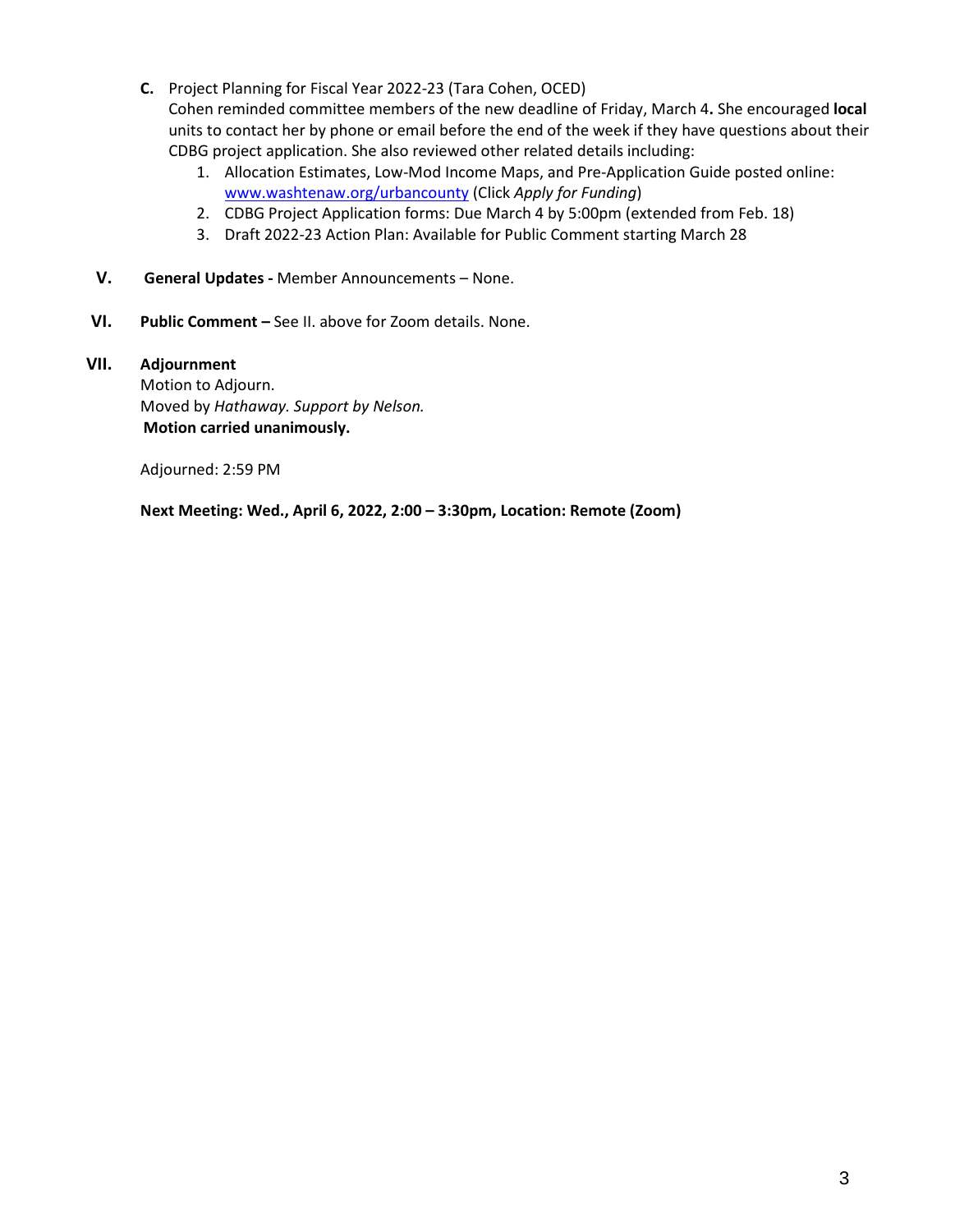**C.** Project Planning for Fiscal Year 2022-23 (Tara Cohen, OCED)

Cohen reminded committee members of the new deadline of Friday, March 4**.** She encouraged **local** units to contact her by phone or email before the end of the week if they have questions about their CDBG project application. She also reviewed other related details including:

1. Allocation Estimates, Low-Mod Income Maps, and Pre-Application Guide posted online: [www.washtenaw.org/urbancounty](http://www.washtenaw.org/urbancounty) (Click *Apply for Funding*)
2. CDBG Project Application forms: Due March 4 by 5:00pm (extended from Feb. 18)
3. Draft 2022-23 Action Plan: Available for Public Comment starting March 28

**V. General Updates -** Member Announcements – None.

**VI. Public Comment –** See II. above for Zoom details. None.

**VII. Adjournment**

Motion to Adjourn.
Moved by *Hathaway. Support by Nelson.*
**Motion carried unanimously.**

Adjourned: 2:59 PM

**Next Meeting: Wed., April 6, 2022, 2:00 – 3:30pm, Location: Remote (Zoom)**